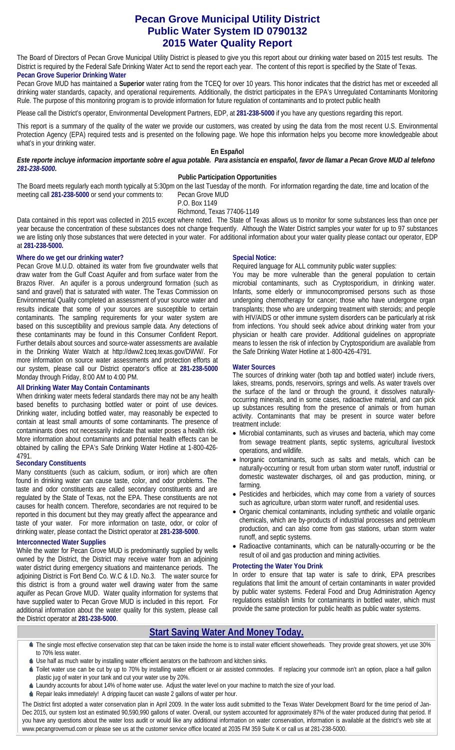# Pecan Grove Municipal Utility District
# Public Water System ID 0790132
# 2015 Water Quality Report

The Board of Directors of Pecan Grove Municipal Utility District is pleased to give you this report about our drinking water based on 2015 test results. The District is required by the Federal Safe Drinking Water Act to send the report each year. The content of this report is specified by the State of Texas.

**Pecan Grove Superior Drinking Water**

Pecan Grove MUD has maintained a **Superior** water rating from the TCEQ for over 10 years. This honor indicates that the district has met or exceeded all drinking water standards, capacity, and operational requirements. Additionally, the district participates in the EPA's Unregulated Contaminants Monitoring Rule. The purpose of this monitoring program is to provide information for future regulation of contaminants and to protect public health

Please call the District's operator, Environmental Development Partners, EDP, at **281-238-5000** if you have any questions regarding this report.

This report is a summary of the quality of the water we provide our customers, was created by using the data from the most recent U.S. Environmental Protection Agency (EPA) required tests and is presented on the following page. We hope this information helps you become more knowledgeable about what's in your drinking water.

**En Español**

***Este reporte incluye informacion importante sobre el agua potable. Para asistancia en enspañol, favor de llamar a Pecan Grove MUD al telefono 281-238-5000.***

**Public Participation Opportunities**

The Board meets regularly each month typically at 5:30pm on the last Tuesday of the month. For information regarding the date, time and location of the meeting call **281-238-5000** or send your comments to:

Pecan Grove MUD
P.O. Box 1149
Richmond, Texas 77406-1149

Data contained in this report was collected in 2015 except where noted. The State of Texas allows us to monitor for some substances less than once per year because the concentration of these substances does not change frequently. Although the Water District samples your water for up to 97 substances we are listing only those substances that were detected in your water. For additional information about your water quality please contact our operator, EDP at **281-238-5000.**

**Where do we get our drinking water?**

Pecan Grove M.U.D. obtained its water from five groundwater wells that draw water from the Gulf Coast Aquifer and from surface water from the Brazos River. An aquifer is a porous underground formation (such as sand and gravel) that is saturated with water. The Texas Commission on Environmental Quality completed an assessment of your source water and results indicate that some of your sources are susceptible to certain contaminants. The sampling requirements for your water system are based on this susceptibility and previous sample data. Any detections of these contaminants may be found in this Consumer Confident Report. Further details about sources and source-water assessments are available in the Drinking Water Watch at http://dww2.tceq.texas.gov/DWW/. For more information on source water assessments and protection efforts at our system, please call our District operator's office at **281-238-5000** Monday through Friday, 8:00 AM to 4:00 PM.

**All Drinking Water May Contain Contaminants**

When drinking water meets federal standards there may not be any health based benefits to purchasing bottled water or point of use devices. Drinking water, including bottled water, may reasonably be expected to contain at least small amounts of some contaminants. The presence of contaminants does not necessarily indicate that water poses a health risk. More information about contaminants and potential health effects can be obtained by calling the EPA's Safe Drinking Water Hotline at 1-800-426-4791.

**Secondary Constituents**

Many constituents (such as calcium, sodium, or iron) which are often found in drinking water can cause taste, color, and odor problems. The taste and odor constituents are called secondary constituents and are regulated by the State of Texas, not the EPA. These constituents are not causes for health concern. Therefore, secondaries are not required to be reported in this document but they may greatly affect the appearance and taste of your water. For more information on taste, odor, or color of drinking water, please contact the District operator at **281-238-5000**.

**Interconnected Water Supplies**

While the water for Pecan Grove MUD is predominantly supplied by wells owned by the District, the District may receive water from an adjoining water district during emergency situations and maintenance periods. The adjoining District is Fort Bend Co. W.C & I.D. No.3. The water source for this district is from a ground water well drawing water from the same aquifer as Pecan Grove MUD. Water quality information for systems that have supplied water to Pecan Grove MUD is included in this report. For additional information about the water quality for this system, please call the District operator at **281-238-5000**.

**Special Notice:**

Required language for ALL community public water supplies:

You may be more vulnerable than the general population to certain microbial contaminants, such as Cryptosporidium, in drinking water. Infants, some elderly or immunocompromised persons such as those undergoing chemotherapy for cancer; those who have undergone organ transplants; those who are undergoing treatment with steroids; and people with HIV/AIDS or other immune system disorders can be particularly at risk from infections. You should seek advice about drinking water from your physician or health care provider. Additional guidelines on appropriate means to lessen the risk of infection by Cryptosporidium are available from the Safe Drinking Water Hotline at 1-800-426-4791.

**Water Sources**

The sources of drinking water (both tap and bottled water) include rivers, lakes, streams, ponds, reservoirs, springs and wells. As water travels over the surface of the land or through the ground, it dissolves naturally-occurring minerals, and in some cases, radioactive material, and can pick up substances resulting from the presence of animals or from human activity. Contaminants that may be present in source water before treatment include:

- Microbial contaminants, such as viruses and bacteria, which may come from sewage treatment plants, septic systems, agricultural livestock operations, and wildlife.
- Inorganic contaminants, such as salts and metals, which can be naturally-occurring or result from urban storm water runoff, industrial or domestic wastewater discharges, oil and gas production, mining, or farming.
- Pesticides and herbicides, which may come from a variety of sources such as agriculture, urban storm water runoff, and residential uses.
- Organic chemical contaminants, including synthetic and volatile organic chemicals, which are by-products of industrial processes and petroleum production, and can also come from gas stations, urban storm water runoff, and septic systems.
- Radioactive contaminants, which can be naturally-occurring or be the result of oil and gas production and mining activities.

**Protecting the Water You Drink**

In order to ensure that tap water is safe to drink, EPA prescribes regulations that limit the amount of certain contaminants in water provided by public water systems. Federal Food and Drug Administration Agency regulations establish limits for contaminants in bottled water, which must provide the same protection for public health as public water systems.

## Start Saving Water And Money Today.

- The single most effective conservation step that can be taken inside the home is to install water efficient showerheads. They provide great showers, yet use 30% to 70% less water.
- Use half as much water by installing water efficient aerators on the bathroom and kitchen sinks.
- Toilet water use can be cut by up to 70% by installing water efficient or air assisted commodes. If replacing your commode isn't an option, place a half gallon plastic jug of water in your tank and cut your water use by 20%.
- Laundry accounts for about 14% of home water use. Adjust the water level on your machine to match the size of your load.
- Repair leaks immediately! A dripping faucet can waste 2 gallons of water per hour.

The District first adopted a water conservation plan in April 2009. In the water loss audit submitted to the Texas Water Development Board for the time period of Jan-Dec 2015, our system lost an estimated 90,590,990 gallons of water. Overall, our system accounted for approximately 87% of the water produced during that period. If you have any questions about the water loss audit or would like any additional information on water conservation, information is available at the district's web site at www.pecangrovemud.com or please see us at the customer service office located at 2035 FM 359 Suite K or call us at 281-238-5000.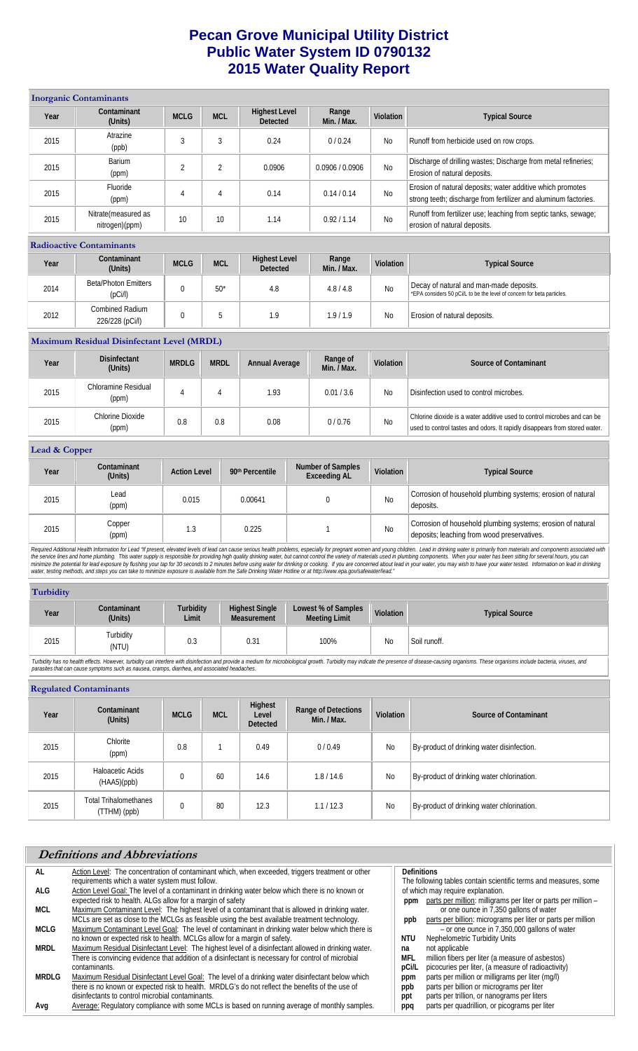# Pecan Grove Municipal Utility District
# Public Water System ID 0790132
# 2015 Water Quality Report

## Inorganic Contaminants

| Year | Contaminant (Units) | MCLG | MCL | Highest Level Detected | Range Min. / Max. | Violation | Typical Source |
|---|---|---|---|---|---|---|---|
| 2015 | Atrazine (ppb) | 3 | 3 | 0.24 | 0 / 0.24 | No | Runoff from herbicide used on row crops. |
| 2015 | Barium (ppm) | 2 | 2 | 0.0906 | 0.0906 / 0.0906 | No | Discharge of drilling wastes; Discharge from metal refineries; Erosion of natural deposits. |
| 2015 | Fluoride (ppm) | 4 | 4 | 0.14 | 0.14 / 0.14 | No | Erosion of natural deposits; water additive which promotes strong teeth; discharge from fertilizer and aluminum factories. |
| 2015 | Nitrate(measured as nitrogen)(ppm) | 10 | 10 | 1.14 | 0.92 / 1.14 | No | Runoff from fertilizer use; leaching from septic tanks, sewage; erosion of natural deposits. |

## Radioactive Contaminants

| Year | Contaminant (Units) | MCLG | MCL | Highest Level Detected | Range Min. / Max. | Violation | Typical Source |
|---|---|---|---|---|---|---|---|
| 2014 | Beta/Photon Emitters (pCi/l) | 0 | 50* | 4.8 | 4.8 / 4.8 | No | Decay of natural and man-made deposits. *EPA considers 50 pCi/L to be the level of concern for beta particles. |
| 2012 | Combined Radium 226/228 (pCi/l) | 0 | 5 | 1.9 | 1.9 / 1.9 | No | Erosion of natural deposits. |

## Maximum Residual Disinfectant Level (MRDL)

| Year | Disinfectant (Units) | MRDLG | MRDL | Annual Average | Range of Min. / Max. | Violation | Source of Contaminant |
|---|---|---|---|---|---|---|---|
| 2015 | Chloramine Residual (ppm) | 4 | 4 | 1.93 | 0.01 / 3.6 | No | Disinfection used to control microbes. |
| 2015 | Chlorine Dioxide (ppm) | 0.8 | 0.8 | 0.08 | 0 / 0.76 | No | Chlorine dioxide is a water additive used to control microbes and can be used to control tastes and odors. It rapidly disappears from stored water. |

## Lead & Copper

| Year | Contaminant (Units) | Action Level | 90th Percentile | Number of Samples Exceeding AL | Violation | Typical Source |
|---|---|---|---|---|---|---|
| 2015 | Lead (ppm) | 0.015 | 0.00641 | 0 | No | Corrosion of household plumbing systems; erosion of natural deposits. |
| 2015 | Copper (ppm) | 1.3 | 0.225 | 1 | No | Corrosion of household plumbing systems; erosion of natural deposits; leaching from wood preservatives. |

*Required Additional Health Information for Lead "If present, elevated levels of lead can cause serious health problems, especially for pregnant women and young children. Lead in drinking water is primarily from materials and components associated with the service lines and home plumbing. This water supply is responsible for providing high quality drinking water, but cannot control the variety of materials used in plumbing components. When your water has been sitting for several hours, you can minimize the potential for lead exposure by flushing your tap for 30 seconds to 2 minutes before using water for drinking or cooking. If you are concerned about lead in your water, you may wish to have your water tested. Information on lead in drinking water, testing methods, and steps you can take to minimize exposure is available from the Safe Drinking Water Hotline or at http://www.epa.gov/safewater/lead."*

## Turbidity

| Year | Contaminant (Units) | Turbidity Limit | Highest Single Measurement | Lowest % of Samples Meeting Limit | Violation | Typical Source |
|---|---|---|---|---|---|---|
| 2015 | Turbidity (NTU) | 0.3 | 0.31 | 100% | No | Soil runoff. |

*Turbidity has no health effects. However, turbidity can interfere with disinfection and provide a medium for microbiological growth. Turbidity may indicate the presence of disease-causing organisms. These organisms include bacteria, viruses, and parasites that can cause symptoms such as nausea, cramps, diarrhea, and associated headaches.*

## Regulated Contaminants

| Year | Contaminant (Units) | MCLG | MCL | Highest Level Detected | Range of Detections Min. / Max. | Violation | Source of Contaminant |
|---|---|---|---|---|---|---|---|
| 2015 | Chlorite (ppm) | 0.8 | 1 | 0.49 | 0 / 0.49 | No | By-product of drinking water disinfection. |
| 2015 | Haloacetic Acids (HAA5)(ppb) | 0 | 60 | 14.6 | 1.8 / 14.6 | No | By-product of drinking water chlorination. |
| 2015 | Total Trihalomethanes (TTHM) (ppb) | 0 | 80 | 12.3 | 1.1 / 12.3 | No | By-product of drinking water chlorination. |

## Definitions and Abbreviations

- **AL** – Action Level: The concentration of contaminant which, when exceeded, triggers treatment or other requirements which a water system must follow.
- **ALG** – Action Level Goal: The level of a contaminant in drinking water below which there is no known or expected risk to health. ALGs allow for a margin of safety
- **MCL** – Maximum Contaminant Level: The highest level of a contaminant that is allowed in drinking water. MCLs are set as close to the MCLGs as feasible using the best available treatment technology.
- **MCLG** – Maximum Contaminant Level Goal: The level of contaminant in drinking water below which there is no known or expected risk to health. MCLGs allow for a margin of safety.
- **MRDL** – Maximum Residual Disinfectant Level: The highest level of a disinfectant allowed in drinking water. There is convincing evidence that addition of a disinfectant is necessary for control of microbial contaminants.
- **MRDLG** – Maximum Residual Disinfectant Level Goal: The level of a drinking water disinfectant below which there is no known or expected risk to health. MRDLG's do not reflect the benefits of the use of disinfectants to control microbial contaminants.
- **Avg** – Average: Regulatory compliance with some MCLs is based on running average of monthly samples.

**Definitions**

The following tables contain scientific terms and measures, some of which may require explanation.

- **ppm** – parts per million: milligrams per liter or parts per million – or one ounce in 7,350 gallons of water
- **ppb** – parts per billion: micrograms per liter or parts per million – or one ounce in 7,350,000 gallons of water
- **NTU** – Nephelometric Turbidity Units
- **na** – not applicable
- **MFL** – million fibers per liter (a measure of asbestos)
- **pCi/L** – picocuries per liter, (a measure of radioactivity)
- **ppm** – parts per million or milligrams per liter (mg/l)
- **ppb** – parts per billion or micrograms per liter
- **ppt** – parts per trillion, or nanograms per liters
- **ppq** – parts per quadrillion, or picograms per liter